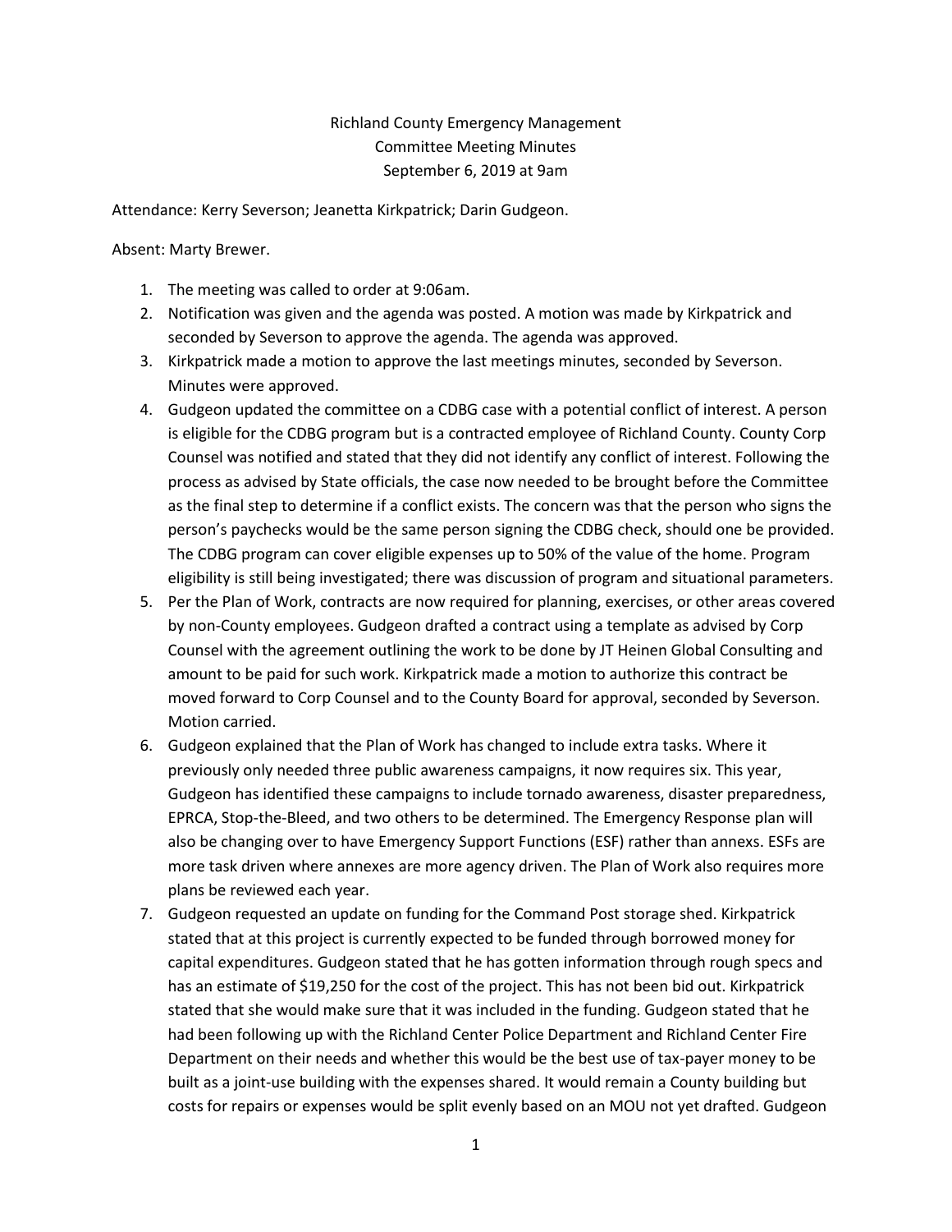Richland County Emergency Management
Committee Meeting Minutes
September 6, 2019 at 9am

Attendance: Kerry Severson; Jeanetta Kirkpatrick; Darin Gudgeon.

Absent: Marty Brewer.

1. The meeting was called to order at 9:06am.
2. Notification was given and the agenda was posted. A motion was made by Kirkpatrick and seconded by Severson to approve the agenda. The agenda was approved.
3. Kirkpatrick made a motion to approve the last meetings minutes, seconded by Severson. Minutes were approved.
4. Gudgeon updated the committee on a CDBG case with a potential conflict of interest. A person is eligible for the CDBG program but is a contracted employee of Richland County. County Corp Counsel was notified and stated that they did not identify any conflict of interest. Following the process as advised by State officials, the case now needed to be brought before the Committee as the final step to determine if a conflict exists. The concern was that the person who signs the person's paychecks would be the same person signing the CDBG check, should one be provided. The CDBG program can cover eligible expenses up to 50% of the value of the home. Program eligibility is still being investigated; there was discussion of program and situational parameters.
5. Per the Plan of Work, contracts are now required for planning, exercises, or other areas covered by non-County employees. Gudgeon drafted a contract using a template as advised by Corp Counsel with the agreement outlining the work to be done by JT Heinen Global Consulting and amount to be paid for such work. Kirkpatrick made a motion to authorize this contract be moved forward to Corp Counsel and to the County Board for approval, seconded by Severson. Motion carried.
6. Gudgeon explained that the Plan of Work has changed to include extra tasks. Where it previously only needed three public awareness campaigns, it now requires six. This year, Gudgeon has identified these campaigns to include tornado awareness, disaster preparedness, EPRCA, Stop-the-Bleed, and two others to be determined. The Emergency Response plan will also be changing over to have Emergency Support Functions (ESF) rather than annexs. ESFs are more task driven where annexes are more agency driven. The Plan of Work also requires more plans be reviewed each year.
7. Gudgeon requested an update on funding for the Command Post storage shed. Kirkpatrick stated that at this project is currently expected to be funded through borrowed money for capital expenditures. Gudgeon stated that he has gotten information through rough specs and has an estimate of $19,250 for the cost of the project. This has not been bid out. Kirkpatrick stated that she would make sure that it was included in the funding. Gudgeon stated that he had been following up with the Richland Center Police Department and Richland Center Fire Department on their needs and whether this would be the best use of tax-payer money to be built as a joint-use building with the expenses shared. It would remain a County building but costs for repairs or expenses would be split evenly based on an MOU not yet drafted. Gudgeon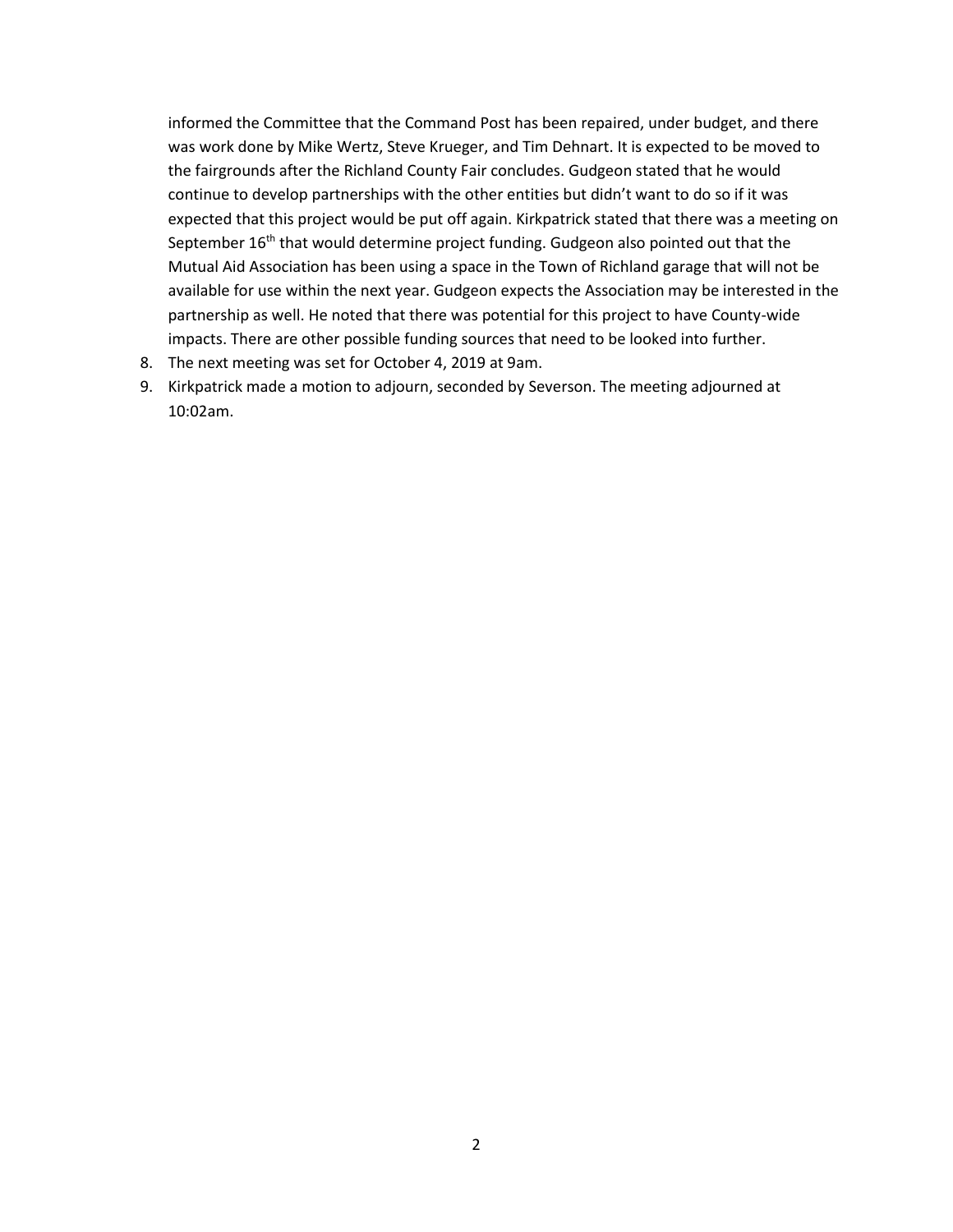informed the Committee that the Command Post has been repaired, under budget, and there was work done by Mike Wertz, Steve Krueger, and Tim Dehnart. It is expected to be moved to the fairgrounds after the Richland County Fair concludes. Gudgeon stated that he would continue to develop partnerships with the other entities but didn't want to do so if it was expected that this project would be put off again. Kirkpatrick stated that there was a meeting on September 16th that would determine project funding. Gudgeon also pointed out that the Mutual Aid Association has been using a space in the Town of Richland garage that will not be available for use within the next year. Gudgeon expects the Association may be interested in the partnership as well. He noted that there was potential for this project to have County-wide impacts. There are other possible funding sources that need to be looked into further.

8. The next meeting was set for October 4, 2019 at 9am.
9. Kirkpatrick made a motion to adjourn, seconded by Severson. The meeting adjourned at 10:02am.